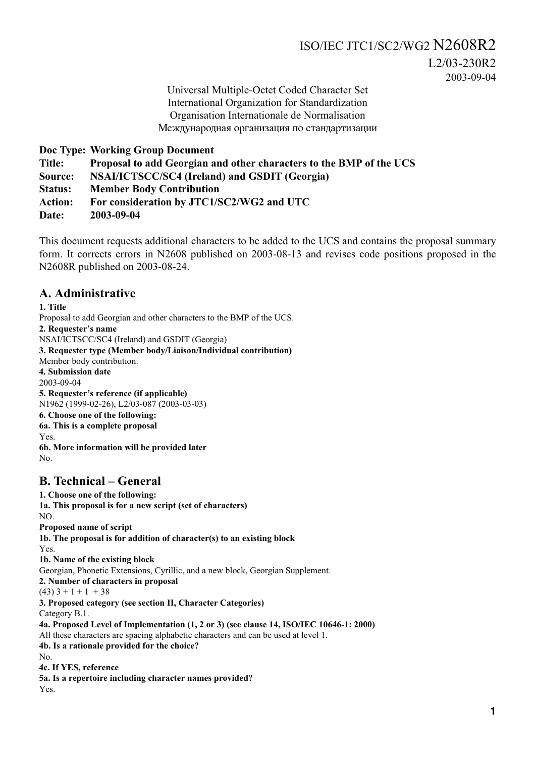ISO/IEC JTC1/SC2/WG2 N2608R2

L2/03-230R2

2003-09-04

Universal Multiple-Octet Coded Character Set
International Organization for Standardization
Organisation Internationale de Normalisation
Международная организация по стандартизации

**Doc Type: Working Group Document**
**Title: Proposal to add Georgian and other characters to the BMP of the UCS**
**Source: NSAI/ICTSCC/SC4 (Ireland) and GSDIT (Georgia)**
**Status: Member Body Contribution**
**Action: For consideration by JTC1/SC2/WG2 and UTC**
**Date: 2003-09-04**

This document requests additional characters to be added to the UCS and contains the proposal summary form. It corrects errors in N2608 published on 2003-08-13 and revises code positions proposed in the N2608R published on 2003-08-24.

## A. Administrative

**1. Title**
Proposal to add Georgian and other characters to the BMP of the UCS.
**2. Requester's name**
NSAI/ICTSCC/SC4 (Ireland) and GSDIT (Georgia)
**3. Requester type (Member body/Liaison/Individual contribution)**
Member body contribution.
**4. Submission date**
2003-09-04
**5. Requester's reference (if applicable)**
N1962 (1999-02-26), L2/03-087 (2003-03-03)
**6. Choose one of the following:**
**6a. This is a complete proposal**
Yes.
**6b. More information will be provided later**
No.

## B. Technical – General

**1. Choose one of the following:**
**1a. This proposal is for a new script (set of characters)**
NO.
**Proposed name of script**
**1b. The proposal is for addition of character(s) to an existing block**
Yes.
**1b. Name of the existing block**
Georgian, Phonetic Extensions, Cyrillic, and a new block, Georgian Supplement.
**2. Number of characters in proposal**
(43) 3 + 1 + 1 + 38
**3. Proposed category (see section II, Character Categories)**
Category B.1.
**4a. Proposed Level of Implementation (1, 2 or 3) (see clause 14, ISO/IEC 10646-1: 2000)**
All these characters are spacing alphabetic characters and can be used at level 1.
**4b. Is a rationale provided for the choice?**
No.
**4c. If YES, reference**
**5a. Is a repertoire including character names provided?**
Yes.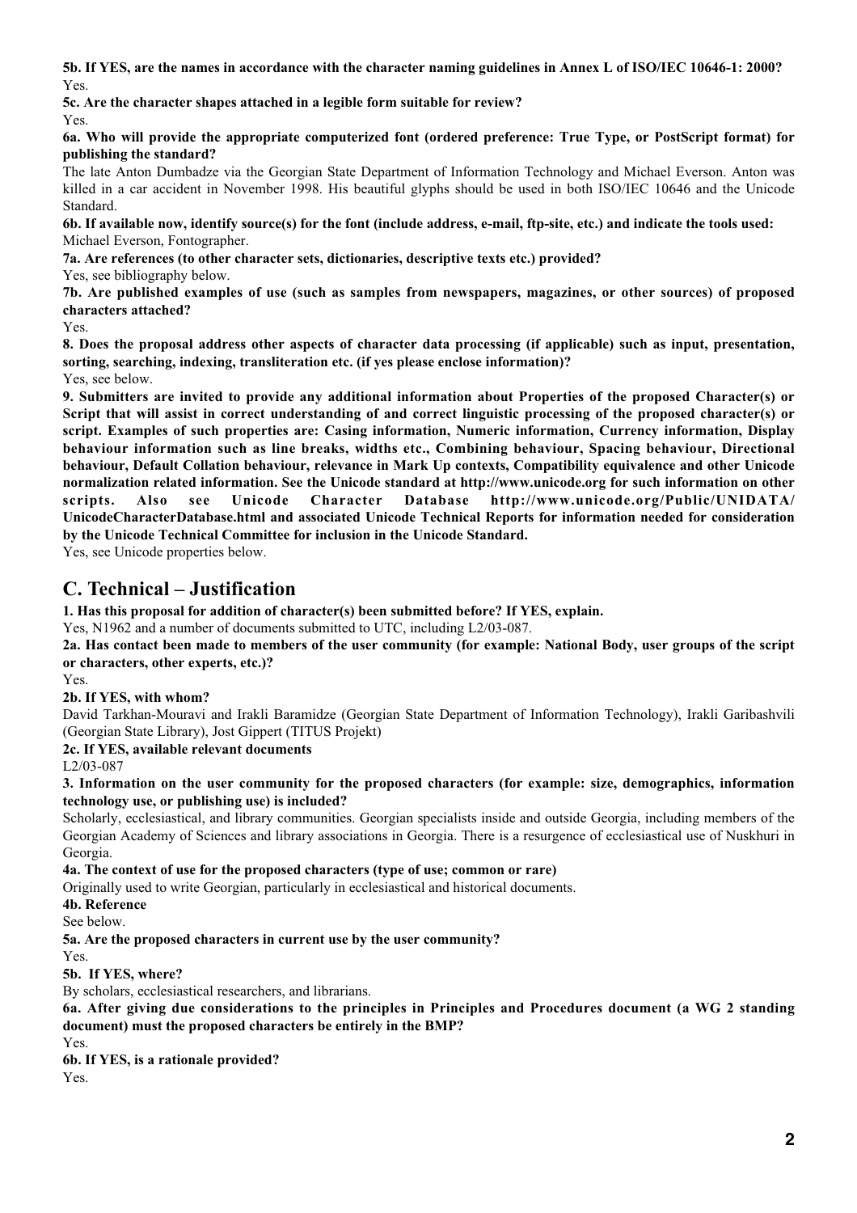**5b. If YES, are the names in accordance with the character naming guidelines in Annex L of ISO/IEC 10646-1: 2000?**
Yes.

**5c. Are the character shapes attached in a legible form suitable for review?**
Yes.

**6a. Who will provide the appropriate computerized font (ordered preference: True Type, or PostScript format) for publishing the standard?**
The late Anton Dumbadze via the Georgian State Department of Information Technology and Michael Everson. Anton was killed in a car accident in November 1998. His beautiful glyphs should be used in both ISO/IEC 10646 and the Unicode Standard.

**6b. If available now, identify source(s) for the font (include address, e-mail, ftp-site, etc.) and indicate the tools used:**
Michael Everson, Fontographer.

**7a. Are references (to other character sets, dictionaries, descriptive texts etc.) provided?**
Yes, see bibliography below.

**7b. Are published examples of use (such as samples from newspapers, magazines, or other sources) of proposed characters attached?**
Yes.

**8. Does the proposal address other aspects of character data processing (if applicable) such as input, presentation, sorting, searching, indexing, transliteration etc. (if yes please enclose information)?**
Yes, see below.

**9. Submitters are invited to provide any additional information about Properties of the proposed Character(s) or Script that will assist in correct understanding of and correct linguistic processing of the proposed character(s) or script. Examples of such properties are: Casing information, Numeric information, Currency information, Display behaviour information such as line breaks, widths etc., Combining behaviour, Spacing behaviour, Directional behaviour, Default Collation behaviour, relevance in Mark Up contexts, Compatibility equivalence and other Unicode normalization related information. See the Unicode standard at http://www.unicode.org for such information on other scripts. Also see Unicode Character Database http://www.unicode.org/Public/UNIDATA/UnicodeCharacterDatabase.html and associated Unicode Technical Reports for information needed for consideration by the Unicode Technical Committee for inclusion in the Unicode Standard.**
Yes, see Unicode properties below.

## C. Technical – Justification

**1. Has this proposal for addition of character(s) been submitted before? If YES, explain.**
Yes, N1962 and a number of documents submitted to UTC, including L2/03-087.

**2a. Has contact been made to members of the user community (for example: National Body, user groups of the script or characters, other experts, etc.)?**
Yes.

**2b. If YES, with whom?**
David Tarkhan-Mouravi and Irakli Baramidze (Georgian State Department of Information Technology), Irakli Garibashvili (Georgian State Library), Jost Gippert (TITUS Projekt)

**2c. If YES, available relevant documents**
L2/03-087

**3. Information on the user community for the proposed characters (for example: size, demographics, information technology use, or publishing use) is included?**
Scholarly, ecclesiastical, and library communities. Georgian specialists inside and outside Georgia, including members of the Georgian Academy of Sciences and library associations in Georgia. There is a resurgence of ecclesiastical use of Nuskhuri in Georgia.

**4a. The context of use for the proposed characters (type of use; common or rare)**
Originally used to write Georgian, particularly in ecclesiastical and historical documents.

**4b. Reference**
See below.

**5a. Are the proposed characters in current use by the user community?**
Yes.

**5b. If YES, where?**
By scholars, ecclesiastical researchers, and librarians.

**6a. After giving due considerations to the principles in Principles and Procedures document (a WG 2 standing document) must the proposed characters be entirely in the BMP?**
Yes.

**6b. If YES, is a rationale provided?**
Yes.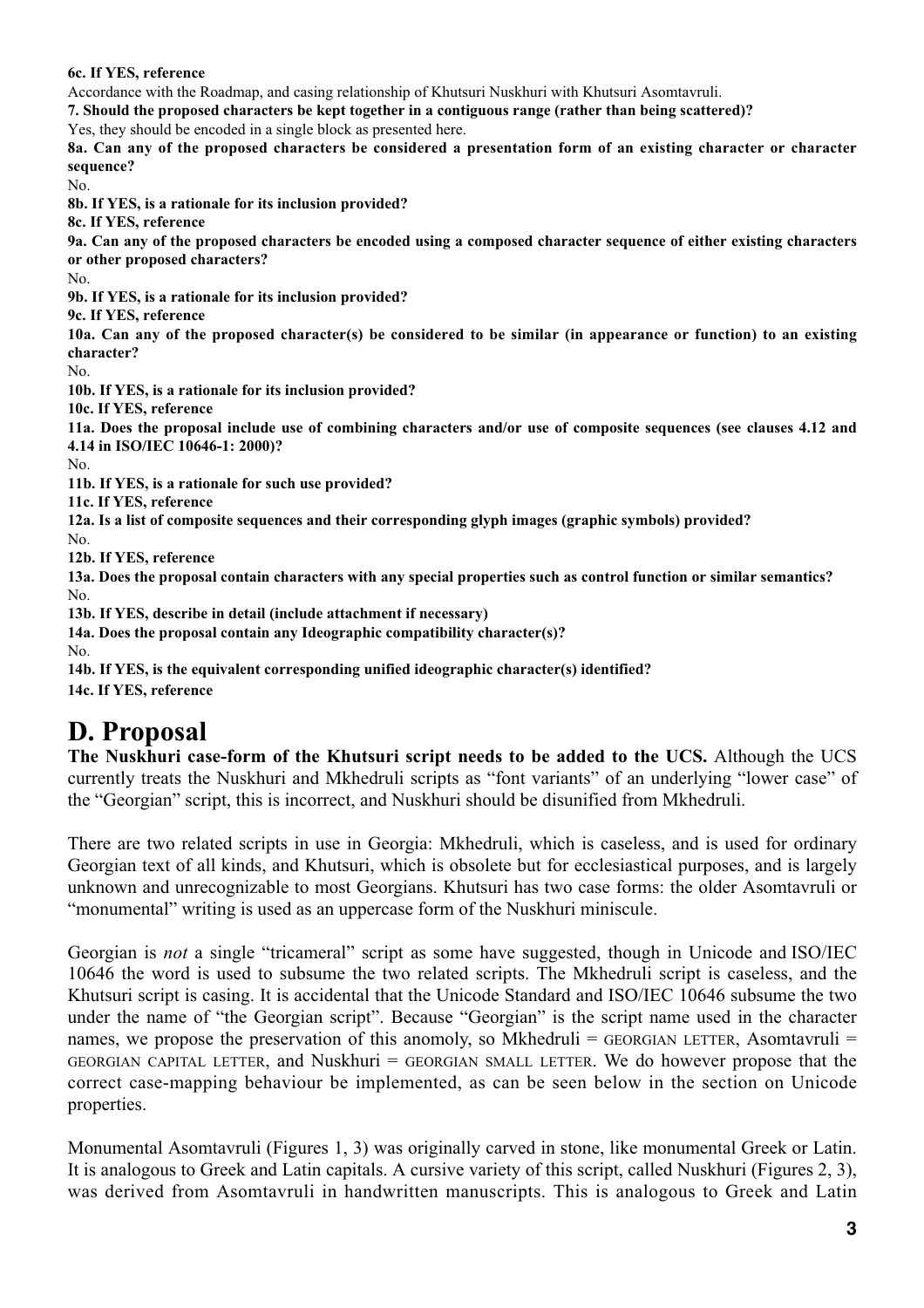**6c. If YES, reference**

Accordance with the Roadmap, and casing relationship of Khutsuri Nuskhuri with Khutsuri Asomtavruli.

**7. Should the proposed characters be kept together in a contiguous range (rather than being scattered)?**

Yes, they should be encoded in a single block as presented here.

**8a. Can any of the proposed characters be considered a presentation form of an existing character or character sequence?**

No.

**8b. If YES, is a rationale for its inclusion provided?**

**8c. If YES, reference**

**9a. Can any of the proposed characters be encoded using a composed character sequence of either existing characters or other proposed characters?**

No.

**9b. If YES, is a rationale for its inclusion provided?**

**9c. If YES, reference**

**10a. Can any of the proposed character(s) be considered to be similar (in appearance or function) to an existing character?**

No.

**10b. If YES, is a rationale for its inclusion provided?**

**10c. If YES, reference**

**11a. Does the proposal include use of combining characters and/or use of composite sequences (see clauses 4.12 and 4.14 in ISO/IEC 10646-1: 2000)?**

No.

**11b. If YES, is a rationale for such use provided?**

**11c. If YES, reference**

**12a. Is a list of composite sequences and their corresponding glyph images (graphic symbols) provided?**

No.

**12b. If YES, reference**

**13a. Does the proposal contain characters with any special properties such as control function or similar semantics?**

No.

**13b. If YES, describe in detail (include attachment if necessary)**

**14a. Does the proposal contain any Ideographic compatibility character(s)?**

No.

**14b. If YES, is the equivalent corresponding unified ideographic character(s) identified?**

**14c. If YES, reference**

# D. Proposal

**The Nuskhuri case-form of the Khutsuri script needs to be added to the UCS.** Although the UCS currently treats the Nuskhuri and Mkhedruli scripts as "font variants" of an underlying "lower case" of the "Georgian" script, this is incorrect, and Nuskhuri should be disunified from Mkhedruli.

There are two related scripts in use in Georgia: Mkhedruli, which is caseless, and is used for ordinary Georgian text of all kinds, and Khutsuri, which is obsolete but for ecclesiastical purposes, and is largely unknown and unrecognizable to most Georgians. Khutsuri has two case forms: the older Asomtavruli or "monumental" writing is used as an uppercase form of the Nuskhuri miniscule.

Georgian is *not* a single "tricameral" script as some have suggested, though in Unicode and ISO/IEC 10646 the word is used to subsume the two related scripts. The Mkhedruli script is caseless, and the Khutsuri script is casing. It is accidental that the Unicode Standard and ISO/IEC 10646 subsume the two under the name of "the Georgian script". Because "Georgian" is the script name used in the character names, we propose the preservation of this anomoly, so Mkhedruli = GEORGIAN LETTER, Asomtavruli = GEORGIAN CAPITAL LETTER, and Nuskhuri = GEORGIAN SMALL LETTER. We do however propose that the correct case-mapping behaviour be implemented, as can be seen below in the section on Unicode properties.

Monumental Asomtavruli (Figures 1, 3) was originally carved in stone, like monumental Greek or Latin. It is analogous to Greek and Latin capitals. A cursive variety of this script, called Nuskhuri (Figures 2, 3), was derived from Asomtavruli in handwritten manuscripts. This is analogous to Greek and Latin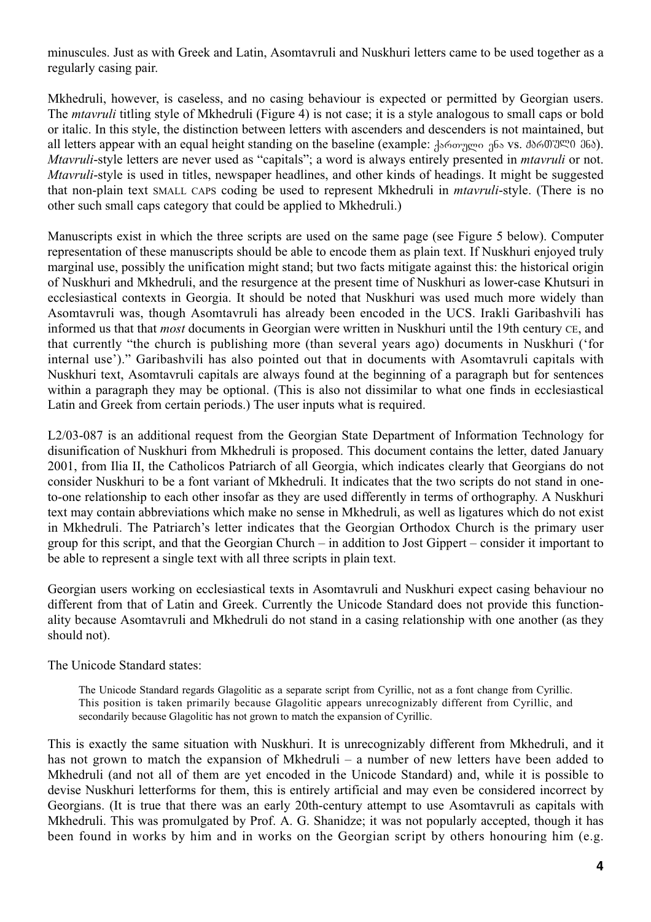minuscules. Just as with Greek and Latin, Asomtavruli and Nuskhuri letters came to be used together as a regularly casing pair.

Mkhedruli, however, is caseless, and no casing behaviour is expected or permitted by Georgian users. The *mtavruli* titling style of Mkhedruli (Figure 4) is not case; it is a style analogous to small caps or bold or italic. In this style, the distinction between letters with ascenders and descenders is not maintained, but all letters appear with an equal height standing on the baseline (example: ქართული ენა vs. ᲥᲐᲠᲗᲣᲚᲘ ᲔᲜᲐ). *Mtavruli*-style letters are never used as "capitals"; a word is always entirely presented in *mtavruli* or not. *Mtavruli*-style is used in titles, newspaper headlines, and other kinds of headings. It might be suggested that non-plain text SMALL CAPS coding be used to represent Mkhedruli in *mtavruli*-style. (There is no other such small caps category that could be applied to Mkhedruli.)

Manuscripts exist in which the three scripts are used on the same page (see Figure 5 below). Computer representation of these manuscripts should be able to encode them as plain text. If Nuskhuri enjoyed truly marginal use, possibly the unification might stand; but two facts mitigate against this: the historical origin of Nuskhuri and Mkhedruli, and the resurgence at the present time of Nuskhuri as lower-case Khutsuri in ecclesiastical contexts in Georgia. It should be noted that Nuskhuri was used much more widely than Asomtavruli was, though Asomtavruli has already been encoded in the UCS. Irakli Garibashvili has informed us that that *most* documents in Georgian were written in Nuskhuri until the 19th century CE, and that currently "the church is publishing more (than several years ago) documents in Nuskhuri ('for internal use')." Garibashvili has also pointed out that in documents with Asomtavruli capitals with Nuskhuri text, Asomtavruli capitals are always found at the beginning of a paragraph but for sentences within a paragraph they may be optional. (This is also not dissimilar to what one finds in ecclesiastical Latin and Greek from certain periods.) The user inputs what is required.

L2/03-087 is an additional request from the Georgian State Department of Information Technology for disunification of Nuskhuri from Mkhedruli is proposed. This document contains the letter, dated January 2001, from Ilia II, the Catholicos Patriarch of all Georgia, which indicates clearly that Georgians do not consider Nuskhuri to be a font variant of Mkhedruli. It indicates that the two scripts do not stand in one-to-one relationship to each other insofar as they are used differently in terms of orthography. A Nuskhuri text may contain abbreviations which make no sense in Mkhedruli, as well as ligatures which do not exist in Mkhedruli. The Patriarch's letter indicates that the Georgian Orthodox Church is the primary user group for this script, and that the Georgian Church – in addition to Jost Gippert – consider it important to be able to represent a single text with all three scripts in plain text.

Georgian users working on ecclesiastical texts in Asomtavruli and Nuskhuri expect casing behaviour no different from that of Latin and Greek. Currently the Unicode Standard does not provide this functionality because Asomtavruli and Mkhedruli do not stand in a casing relationship with one another (as they should not).

The Unicode Standard states:

> The Unicode Standard regards Glagolitic as a separate script from Cyrillic, not as a font change from Cyrillic. This position is taken primarily because Glagolitic appears unrecognizably different from Cyrillic, and secondarily because Glagolitic has not grown to match the expansion of Cyrillic.

This is exactly the same situation with Nuskhuri. It is unrecognizably different from Mkhedruli, and it has not grown to match the expansion of Mkhedruli – a number of new letters have been added to Mkhedruli (and not all of them are yet encoded in the Unicode Standard) and, while it is possible to devise Nuskhuri letterforms for them, this is entirely artificial and may even be considered incorrect by Georgians. (It is true that there was an early 20th-century attempt to use Asomtavruli as capitals with Mkhedruli. This was promulgated by Prof. A. G. Shanidze; it was not popularly accepted, though it has been found in works by him and in works on the Georgian script by others honouring him (e.g.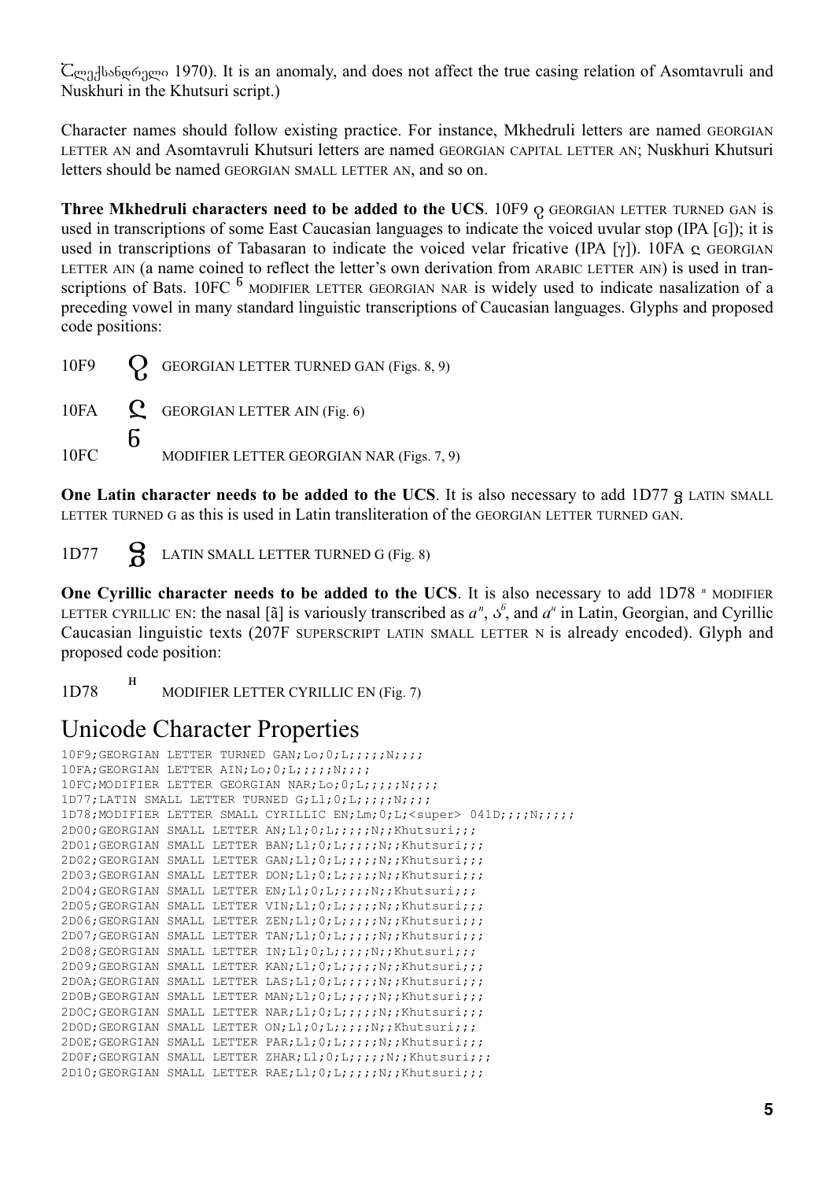Ⴀლექსანდრელი 1970). It is an anomaly, and does not affect the true casing relation of Asomtavruli and Nuskhuri in the Khutsuri script.)

Character names should follow existing practice. For instance, Mkhedruli letters are named GEORGIAN LETTER AN and Asomtavruli Khutsuri letters are named GEORGIAN CAPITAL LETTER AN; Nuskhuri Khutsuri letters should be named GEORGIAN SMALL LETTER AN, and so on.

**Three Mkhedruli characters need to be added to the UCS**. 10F9 ჹ GEORGIAN LETTER TURNED GAN is used in transcriptions of some East Caucasian languages to indicate the voiced uvular stop (IPA [ɢ]); it is used in transcriptions of Tabasaran to indicate the voiced velar fricative (IPA [ɣ]). 10FA ჺ GEORGIAN LETTER AIN (a name coined to reflect the letter's own derivation from ARABIC LETTER AIN) is used in transcriptions of Bats. 10FC ჼ MODIFIER LETTER GEORGIAN NAR is widely used to indicate nasalization of a preceding vowel in many standard linguistic transcriptions of Caucasian languages. Glyphs and proposed code positions:

10F9 ჹ GEORGIAN LETTER TURNED GAN (Figs. 8, 9)

10FA ჺ GEORGIAN LETTER AIN (Fig. 6)

10FC ჼ MODIFIER LETTER GEORGIAN NAR (Figs. 7, 9)

**One Latin character needs to be added to the UCS**. It is also necessary to add 1D77 ᵷ LATIN SMALL LETTER TURNED G as this is used in Latin transliteration of the GEORGIAN LETTER TURNED GAN.

1D77 ᵷ LATIN SMALL LETTER TURNED G (Fig. 8)

**One Cyrillic character needs to be added to the UCS**. It is also necessary to add 1D78 ᵸ MODIFIER LETTER CYRILLIC EN: the nasal [ã] is variously transcribed as *a*ⁿ, აჼ, and *a*ᵸ in Latin, Georgian, and Cyrillic Caucasian linguistic texts (207F SUPERSCRIPT LATIN SMALL LETTER N is already encoded). Glyph and proposed code position:

1D78 ᵸ MODIFIER LETTER CYRILLIC EN (Fig. 7)

# Unicode Character Properties

```
10F9;GEORGIAN LETTER TURNED GAN;Lo;0;L;;;;;N;;;;
10FA;GEORGIAN LETTER AIN;Lo;0;L;;;;;N;;;;
10FC;MODIFIER LETTER GEORGIAN NAR;Lo;0;L;;;;;N;;;;
1D77;LATIN SMALL LETTER TURNED G;Ll;0;L;;;;;N;;;;
1D78;MODIFIER LETTER SMALL CYRILLIC EN;Lm;0;L;<super> 041D;;;;N;;;;;
2D00;GEORGIAN SMALL LETTER AN;Ll;0;L;;;;;N;;Khutsuri;;;
2D01;GEORGIAN SMALL LETTER BAN;Ll;0;L;;;;;N;;Khutsuri;;;
2D02;GEORGIAN SMALL LETTER GAN;Ll;0;L;;;;;N;;Khutsuri;;;
2D03;GEORGIAN SMALL LETTER DON;Ll;0;L;;;;;N;;Khutsuri;;;
2D04;GEORGIAN SMALL LETTER EN;Ll;0;L;;;;;N;;Khutsuri;;;
2D05;GEORGIAN SMALL LETTER VIN;Ll;0;L;;;;;N;;Khutsuri;;;
2D06;GEORGIAN SMALL LETTER ZEN;Ll;0;L;;;;;N;;Khutsuri;;;
2D07;GEORGIAN SMALL LETTER TAN;Ll;0;L;;;;;N;;Khutsuri;;;
2D08;GEORGIAN SMALL LETTER IN;Ll;0;L;;;;;N;;Khutsuri;;;
2D09;GEORGIAN SMALL LETTER KAN;Ll;0;L;;;;;N;;Khutsuri;;;
2D0A;GEORGIAN SMALL LETTER LAS;Ll;0;L;;;;;N;;Khutsuri;;;
2D0B;GEORGIAN SMALL LETTER MAN;Ll;0;L;;;;;N;;Khutsuri;;;
2D0C;GEORGIAN SMALL LETTER NAR;Ll;0;L;;;;;N;;Khutsuri;;;
2D0D;GEORGIAN SMALL LETTER ON;Ll;0;L;;;;;N;;Khutsuri;;;
2D0E;GEORGIAN SMALL LETTER PAR;Ll;0;L;;;;;N;;Khutsuri;;;
2D0F;GEORGIAN SMALL LETTER ZHAR;Ll;0;L;;;;;N;;Khutsuri;;;
2D10;GEORGIAN SMALL LETTER RAE;Ll;0;L;;;;;N;;Khutsuri;;;
```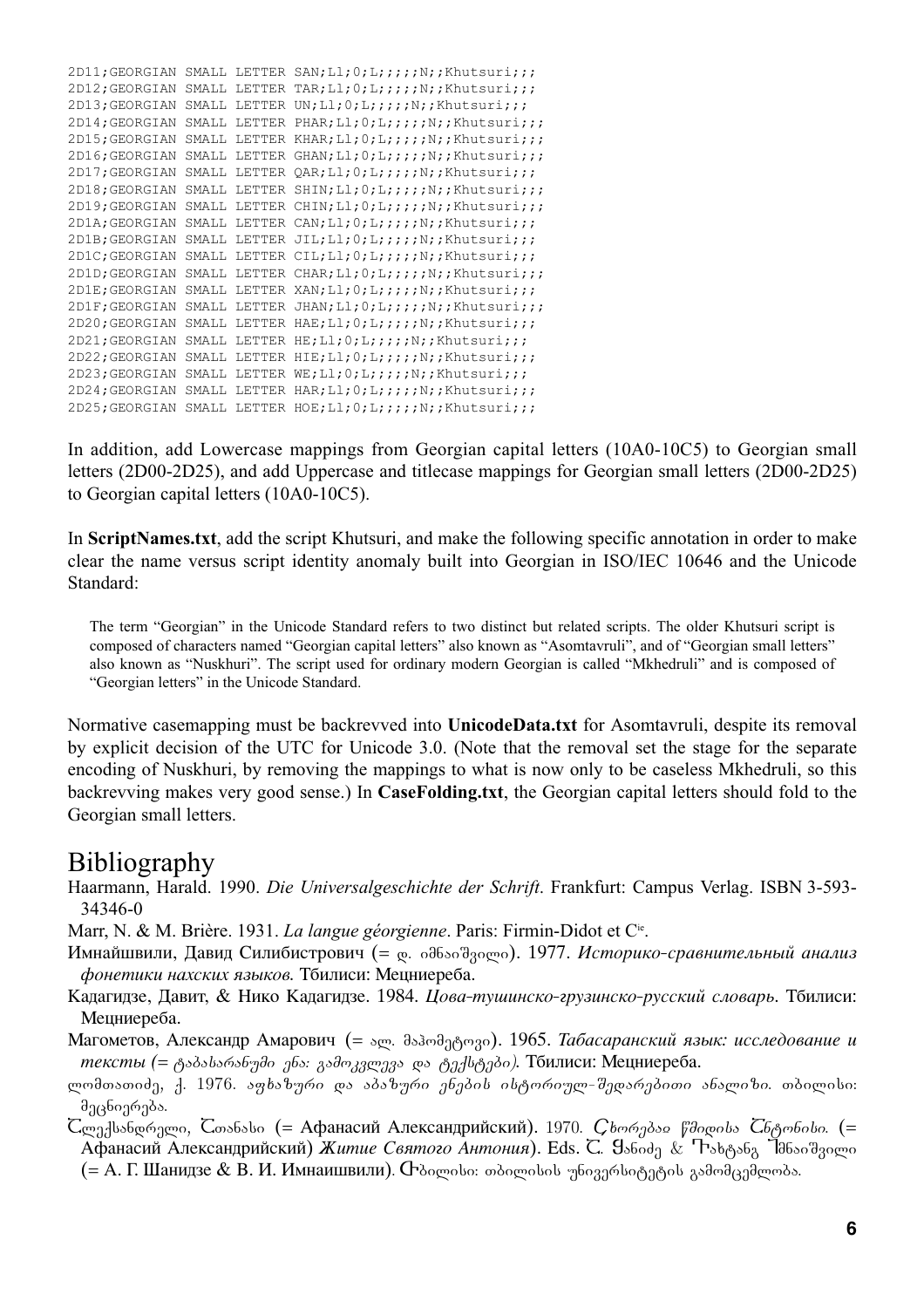```
2D11;GEORGIAN SMALL LETTER SAN;Ll;0;L;;;;;N;;Khutsuri;;;
2D12;GEORGIAN SMALL LETTER TAR;Ll;0;L;;;;;N;;Khutsuri;;;
2D13;GEORGIAN SMALL LETTER UN;Ll;0;L;;;;;N;;Khutsuri;;;
2D14;GEORGIAN SMALL LETTER PHAR;Ll;0;L;;;;;N;;Khutsuri;;;
2D15;GEORGIAN SMALL LETTER KHAR;Ll;0;L;;;;;N;;Khutsuri;;;
2D16;GEORGIAN SMALL LETTER GHAN;Ll;0;L;;;;;N;;Khutsuri;;;
2D17;GEORGIAN SMALL LETTER QAR;Ll;0;L;;;;;N;;Khutsuri;;;
2D18;GEORGIAN SMALL LETTER SHIN;Ll;0;L;;;;;N;;Khutsuri;;;
2D19;GEORGIAN SMALL LETTER CHIN;Ll;0;L;;;;;N;;Khutsuri;;;
2D1A;GEORGIAN SMALL LETTER CAN;Ll;0;L;;;;;N;;Khutsuri;;;
2D1B;GEORGIAN SMALL LETTER JIL;Ll;0;L;;;;;N;;Khutsuri;;;
2D1C;GEORGIAN SMALL LETTER CIL;Ll;0;L;;;;;N;;Khutsuri;;;
2D1D;GEORGIAN SMALL LETTER CHAR;Ll;0;L;;;;;N;;Khutsuri;;;
2D1E;GEORGIAN SMALL LETTER XAN;Ll;0;L;;;;;N;;Khutsuri;;;
2D1F;GEORGIAN SMALL LETTER JHAN;Ll;0;L;;;;;N;;Khutsuri;;;
2D20;GEORGIAN SMALL LETTER HAE;Ll;0;L;;;;;N;;Khutsuri;;;
2D21;GEORGIAN SMALL LETTER HE;Ll;0;L;;;;;N;;Khutsuri;;;
2D22;GEORGIAN SMALL LETTER HIE;Ll;0;L;;;;;N;;Khutsuri;;;
2D23;GEORGIAN SMALL LETTER WE;Ll;0;L;;;;;N;;Khutsuri;;;
2D24;GEORGIAN SMALL LETTER HAR;Ll;0;L;;;;;N;;Khutsuri;;;
2D25;GEORGIAN SMALL LETTER HOE;Ll;0;L;;;;;N;;Khutsuri;;;
```

In addition, add Lowercase mappings from Georgian capital letters (10A0-10C5) to Georgian small letters (2D00-2D25), and add Uppercase and titlecase mappings for Georgian small letters (2D00-2D25) to Georgian capital letters (10A0-10C5).

In **ScriptNames.txt**, add the script Khutsuri, and make the following specific annotation in order to make clear the name versus script identity anomaly built into Georgian in ISO/IEC 10646 and the Unicode Standard:

> The term "Georgian" in the Unicode Standard refers to two distinct but related scripts. The older Khutsuri script is composed of characters named "Georgian capital letters" also known as "Asomtavruli", and of "Georgian small letters" also known as "Nuskhuri". The script used for ordinary modern Georgian is called "Mkhedruli" and is composed of "Georgian letters" in the Unicode Standard.

Normative casemapping must be backrevved into **UnicodeData.txt** for Asomtavruli, despite its removal by explicit decision of the UTC for Unicode 3.0. (Note that the removal set the stage for the separate encoding of Nuskhuri, by removing the mappings to what is now only to be caseless Mkhedruli, so this backrevving makes very good sense.) In **CaseFolding.txt**, the Georgian capital letters should fold to the Georgian small letters.

# Bibliography

Haarmann, Harald. 1990. *Die Universalgeschichte der Schrift*. Frankfurt: Campus Verlag. ISBN 3-593-34346-0

Marr, N. & M. Brière. 1931. *La langue géorgienne*. Paris: Firmin-Didot et Cie.

Имнайшвили, Давид Силибистрович (= დ. იმნაიშვილი). 1977. *Историко-сравнительный анализ фонетики нахских языков.* Тбилиси: Мецниереба.

Кадагидзе, Давит, & Нико Кадагидзе. 1984. *Цова-тушинско-грузинско-русский словарь*. Тбилиси: Мецниереба.

Магометов, Александр Амарович (= ალ. მაჰომეტოვი). 1965. *Табасаранский язык: исследование и тексты (= ტაბასარანული ენა: გამოკვლევა და ტექსტები).* Тбилиси: Мецниереба.

ლომთათიძე, ქ. 1976. *აფხაზური და აბაზური ენების ისტორიულ-შედარებითი ანალიზი.* თბილისი: მეცნიერება.

Ⴀლექსანდრელი, Ⴀთანასი (= Афанасий Александрийский). 1970. *Ⴚხორებაჲ წმიდისა Ⴀნტონისი.* (= Афанасий Александрийский) *Житие Святого Антония*). Eds. Ⴀ. Ⴘანიძე & Ⴅახტანგ Ⴈმნაიშვილი (= А. Г. Шанидзе & В. И. Имнаишвили). Ⴇბილისი: თბილისის უნივერსიტეტის გამომცემლობა.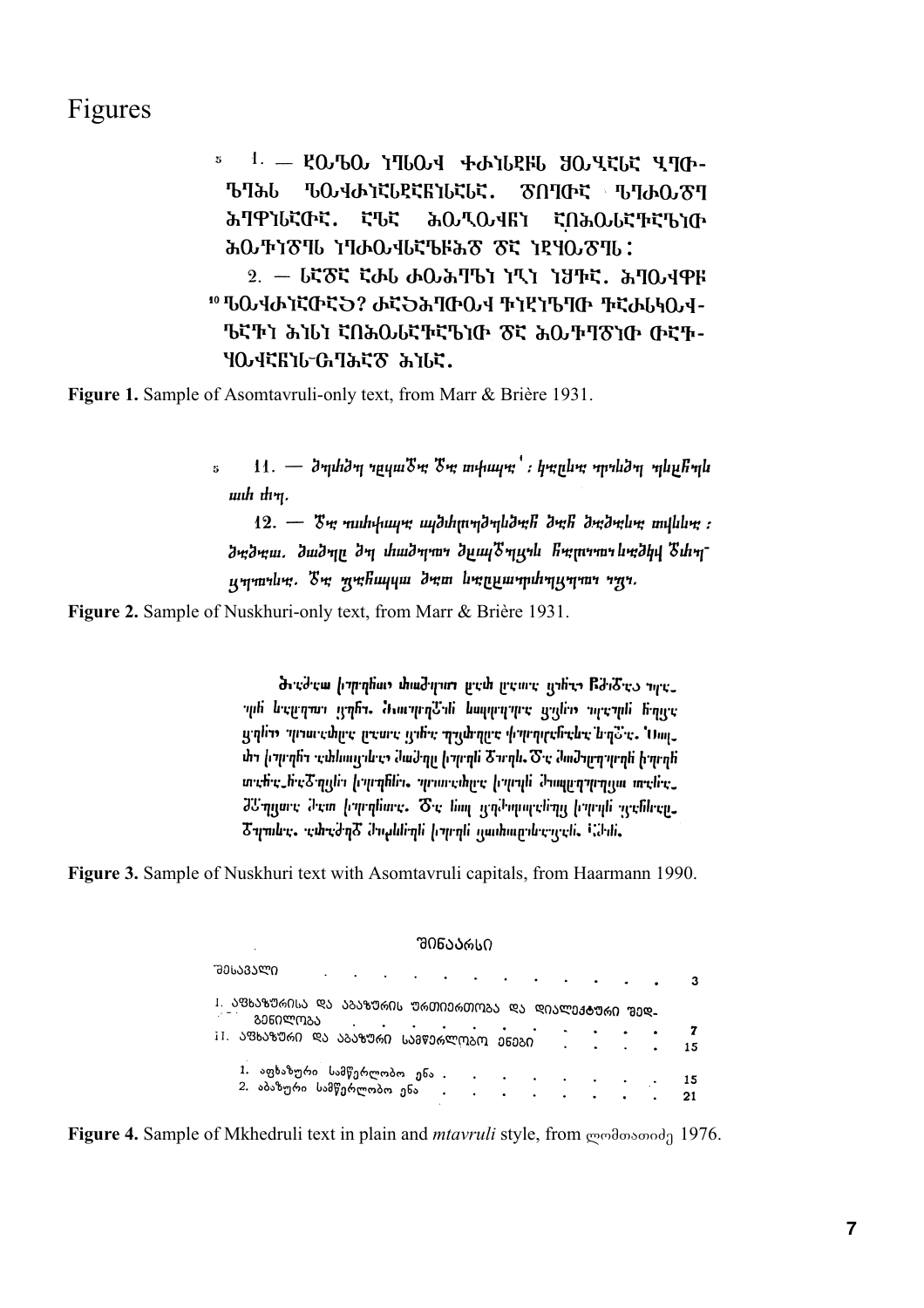# Figures

**Figure 1.** Sample of Asomtavruli-only text, from Marr & Brière 1931.

**Figure 2.** Sample of Nuskhuri-only text, from Marr & Brière 1931.

**Figure 3.** Sample of Nuskhuri text with Asomtavruli capitals, from Haarmann 1990.

**Figure 4.** Sample of Mkhedruli text in plain and *mtavruli* style, from ლომთათიძე 1976.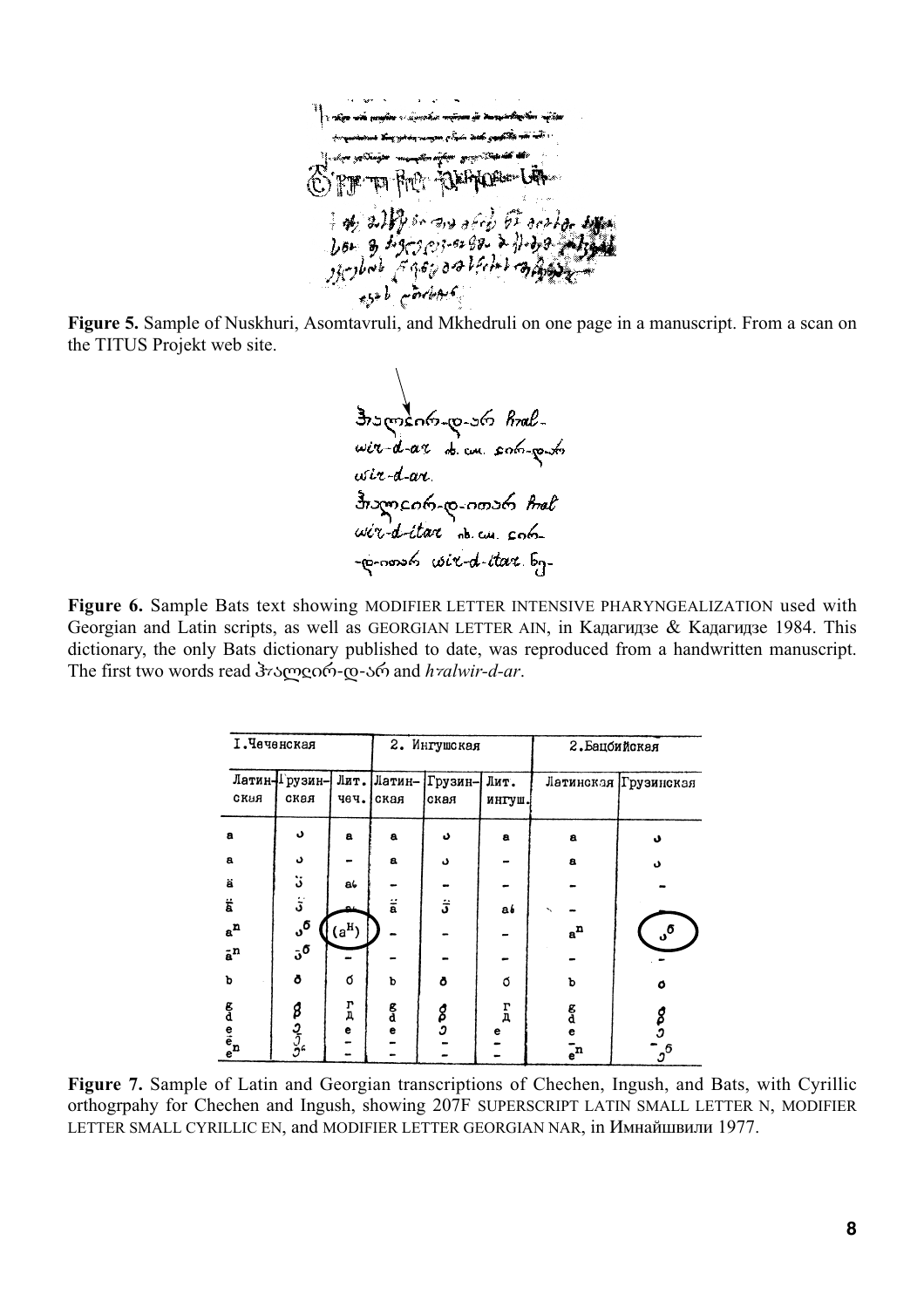**Figure 5.** Sample of Nuskhuri, Asomtavruli, and Mkhedruli on one page in a manuscript. From a scan on the TITUS Projekt web site.

**Figure 6.** Sample Bats text showing MODIFIER LETTER INTENSIVE PHARYNGEALIZATION used with Georgian and Latin scripts, as well as GEORGIAN LETTER AIN, in Кадагидзе & Кадагидзе 1984. This dictionary, the only Bats dictionary published to date, was reproduced from a handwritten manuscript. The first two words read ჰˤალღირ-დ-არ and *hˤalwir-d-ar*.

**Figure 7.** Sample of Latin and Georgian transcriptions of Chechen, Ingush, and Bats, with Cyrillic orthogrpahy for Chechen and Ingush, showing 207F SUPERSCRIPT LATIN SMALL LETTER N, MODIFIER LETTER SMALL CYRILLIC EN, and MODIFIER LETTER GEORGIAN NAR, in Имнайшвили 1977.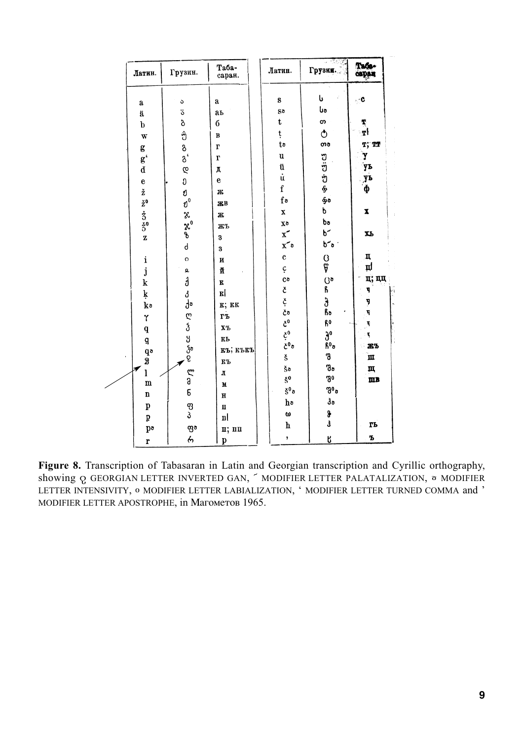| Латин. | Грузин. | Таба-саран. | Латин. | Грузин. | Таба-саран |
|---|---|---|---|---|---|
| a | ა | а | s | ს | с |
| ä | ა̈ | аь | sᵊ | სᵊ | |
| b | ბ | б | t | თ | т |
| w | ვ̂ | в | ṭ | ტ | т\| |
| g | გ | г | tᵊ | თᵊ | т; тт |
| g‘ | გ‘ | г | u | უ | у |
| d | დ | д | ü | უ̈ | уь |
| e | ე | е | u̇ | უ̇ | уь |
| ž | ჟ | ж | f | ჶ | ф |
| ž⁰ | ჟ⁰ | жв | fᵊ | ჶᵊ | |
| ǯ | ჯ | ж | x | ხ | х |
| ǯ⁰ | ჯ⁰ | жъ | xᵊ | ხᵊ | |
| z | ზ | з | x̋ | ხ̋ | хь |
| | ძ | з | x̋ᵊ | ხ̋ᵊ | |
| i | ი | и | c | ც | ц |
| j | ჲ | й | ç | წ | ц\| |
| k | ქ | к | cᵊ | ცᵊ | ц; цц |
| ḳ | კ | к\| | č | ჩ | ч |
| kᵊ | ქᵊ | к; кк | č̣ | ჭ | ч |
| ɣ | ღ | гъ | čᵊ | ჩᵊ | ч |
| q | ჴ | хъ | č⁰ | ჩ⁰ | ч |
| q̣ | ყ | кь | č̣⁰ | ჭ⁰ | ч |
| qᵊ | ჴᵊ | къ; къкъ | č⁰ᵊ | ჩ⁰ᵊ | жъ |
| ʒ | ღ̣ | къ | š | შ | ш |
| l | ლ | л | šᵊ | შᵊ | щ |
| m | მ | м | š⁰ | შ⁰ | шв |
| n | ნ | н | š⁰ᵊ | შ⁰ᵊ | |
| p | ფ | п | hᵊ | ჰᵊ | |
| p̣ | პ | п\| | ω | ჵ | |
| pᵊ | ფᵊ | п; пп | h | ჰ | гь |
| r | რ | р | ’ | ჸ | ъ |

**Figure 8.** Transcription of Tabasaran in Latin and Georgian transcription and Cyrillic orthography, showing ღ̣ GEORGIAN LETTER INVERTED GAN, ˝ MODIFIER LETTER PALATALIZATION, ᵊ MODIFIER LETTER INTENSIVITY, ⁰ MODIFIER LETTER LABIALIZATION, ‘ MODIFIER LETTER TURNED COMMA and ’ MODIFIER LETTER APOSTROPHE, in Магометов 1965.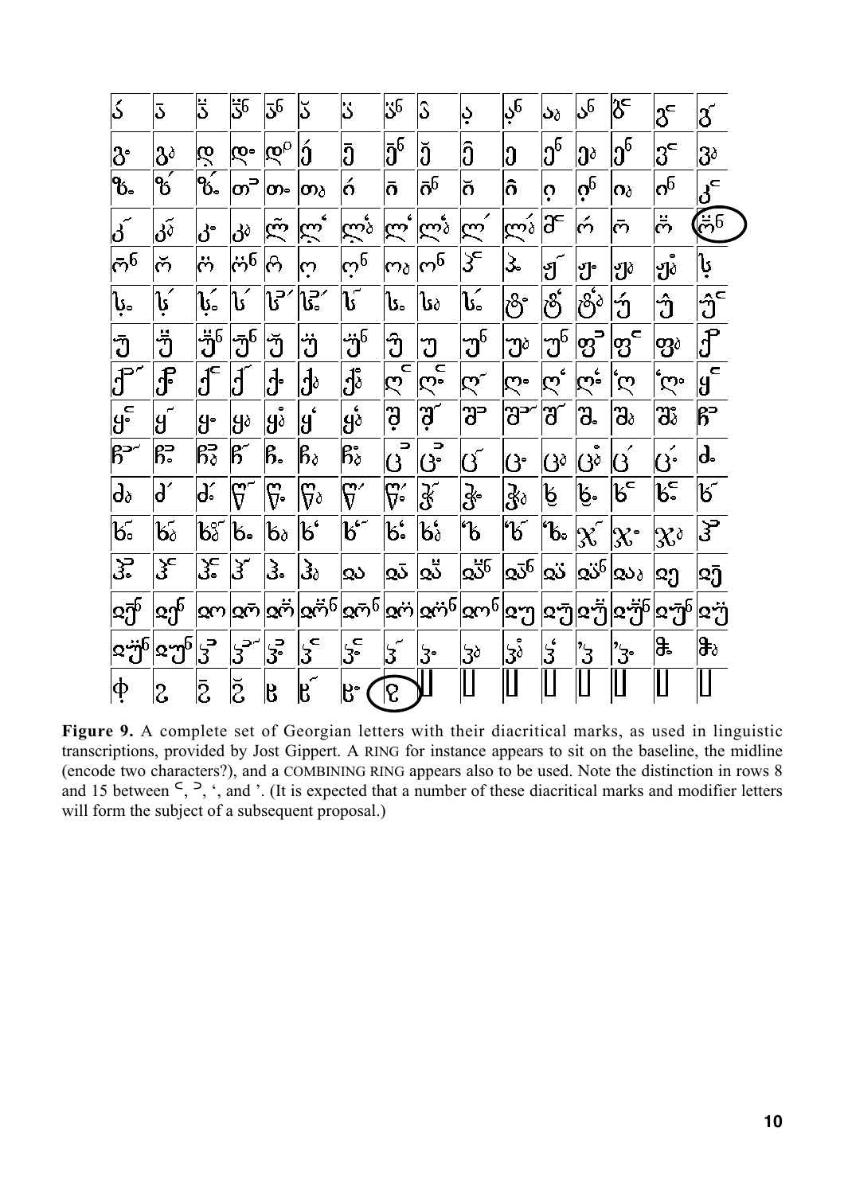| ა́ | ა̄ | ა̈ | ა̈ⁿ | ა̄ⁿ | ა̆ | ა̇ | ა̇ⁿ | ა̂ | ა̦ | ა̦ⁿ | აₔ | აⁿ | ბᶜ | გᶜ | გ́ |
|---|---|---|---|---|---|---|---|---|---|---|---|---|---|---|---|
| გ₀ | გₔ | დ | დ₀ | დᵖ | ე́ | ე̄ | ე̄ⁿ | ე̆ | ე̂ | ე | ეⁿ | ეₔ | ეⁿ | ვᶜ | ვₔ |
| ზ₀ | ზ́ | ზ́₀ | თᵓ | თ₀ | თₔ | ი́ | ი̄ | ი̄ⁿ | ი̆ | ი̂ | ი̦ | ი̦ⁿ | იₔ | იⁿ | კᶜ |
| კ́ | კ́ₔ | კ₀ | კₔ | ლ̃ | ლ̃ʿ | ლ̃ₔ | ლʿ | ლʿₔ | ლ́ | ლ́ₔ | მᶜ | ო́ | ო̄ | ო̈ | ო̈ⁿ |
| ო̄ⁿ | ო̆ | ო̈ | ო̈ⁿ | ო̂ | ო̦ | ო̦ⁿ | ოₔ | ოⁿ | პᶜ | პ₀ | ჟ́ | ჟ₀ | ჟₔ | ჟₔ̊ | რ |
| რ₀ | რ́ | რ́₀ | რ́ | რᵓ́ | რ̃́ | რ́ | რ₀ | რₔ | რ́₀ | ს₀ | ს̊ | ს̊ₔ | უ́ | უ̂ | უ̂ᶜ |
| უ̄ | უ̈ | უ̈ⁿ | უ̄ⁿ | უ̆ | უ̇ | უ̇ⁿ | უ̂ | უ | უⁿ | უₔ | უⁿ | ფᵓ | ფᶜ | ფₔ | ქᵓ |
| ქᵓ́ | ქ̊ | ქᶜ | ქ́ | ქ₀ | ქₔ | ქₔ̊ | ღᶜ | ღᶜ₀ | ღ́ | ღ₀ | ღʿ | ღʿ₀ | ʿღ | ʿღ₀ | ყᶜ |
| ყᶜ₀ | ყ́ | ყ₀ | ყₔ | ყₔ̊ | ყʿ | ყʿₔ | შ̣ | შ́ | შᵓ | შᵓ́ | შ́ | ჩ₀ | ჩₔ | ჩₔ̊ | ცᵓ |
| ცᵓ́ | ცᵓ₀ | ცᵓₔ | ც́ | ც₀ | ცₔ | ცₔ̊ | ძᵓ | ძᵓ₀ | ძ́ | ძ₀ | ძₔ | ძₔ̊ | ძ́ | ძ́₀ | წ₀ |
| წₔ | წ́ | წ́₀ | ჭ́ | ჭ₀ | ჭₔ | ჭ́ | ჭ́₀ | ხ́ | ხ́₀ | ხₔ | ხ̣ | ხ̣₀ | ხᶜ | ხᶜ₀ | ხ́ |
| ხ́₀ | ხ́ₔ | ხₔ̊ | ხ₀ | ხₔ | ხʿ | ხʿ́ | ხ₀ | ხʿₔ | ʿხ | ʿხ́ | ʿხ₀ | ჯ́ | ჯ₀ | ჯₔ | ჰᵓ |
| ჰᵓ₀ | ჰᶜ | ჰᶜ₀ | ჰ́ | ჰ₀ | ჰₔ | ჲ | ჲ̄ | ჲ̈ | ჲ̈ⁿ | ჲ̄ⁿ | ჲ̇ | ჲ̇ⁿ | ჲₔ | ჲე | ჲე̄ |
| ჲე̄ⁿ | ჲეⁿ | ჲო | ჲო̄ | ჲო̈ | ჲო̈ⁿ | ჲო̄ⁿ | ჲო̇ | ჲო̇ⁿ | ჲოⁿ | ჲუ | ჲუ̄ | ჲუ̈ | ჲუ̈ⁿ | ჲუ̄ⁿ | ჲუ̇ |
| ჲუ̇ⁿ | ჲუⁿ | ჳᵓ | ჳᵓ́ | ჳᵓ₀ | ჳᶜ | ჳᶜ₀ | ჳ́ | ჳ₀ | ჳₔ | ჳₔ̊ | ჳʿ | ʾჳ | ʾჳ₀ | ჴ₀ | ჴₔ |
| ჶ | ჷ | ჷ̄ | ჷ̆ | ჸ | ჸ́ | ჸ₀ | ჺ | | | | | | | | |

**Figure 9.** A complete set of Georgian letters with their diacritical marks, as used in linguistic transcriptions, provided by Jost Gippert. A RING for instance appears to sit on the baseline, the midline (encode two characters?), and a COMBINING RING appears also to be used. Note the distinction in rows 8 and 15 between ᶜ, ᵓ, ʿ, and ʾ. (It is expected that a number of these diacritical marks and modifier letters will form the subject of a subsequent proposal.)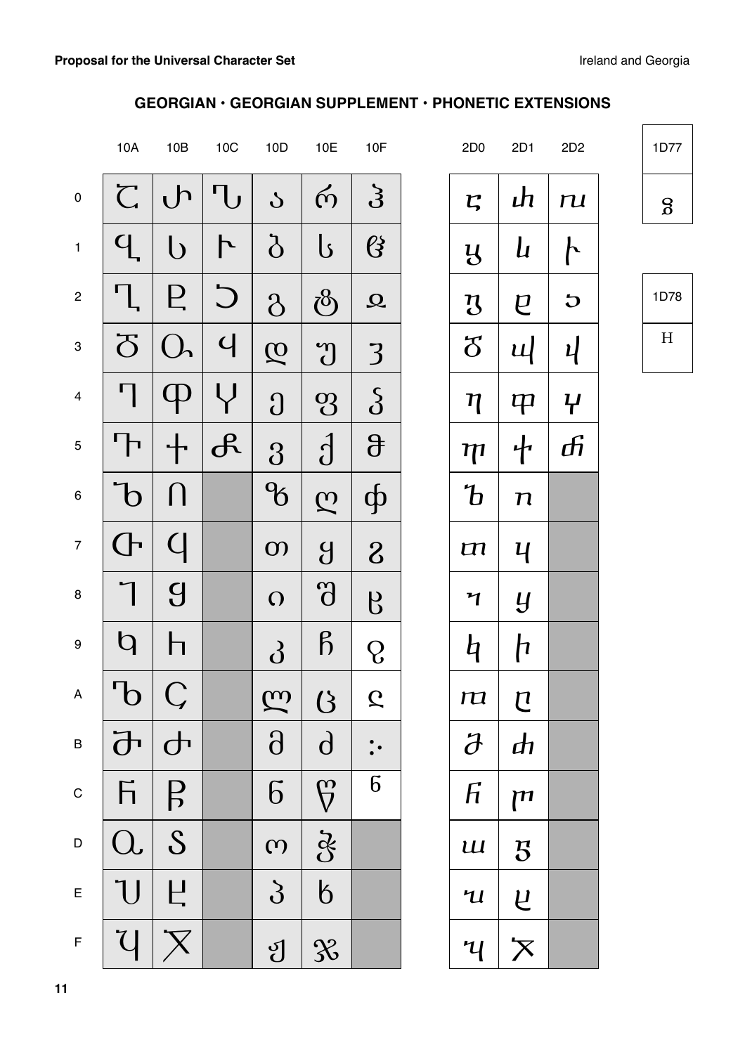## GEORGIAN · GEORGIAN SUPPLEMENT · PHONETIC EXTENSIONS

| | 10A | 10B | 10C | 10D | 10E | 10F | 2D0 | 2D1 | 2D2 |
|---|---|---|---|---|---|---|---|---|---|
| 0 | Ⴀ | Ⴐ | Ⴠ | ა | რ | ჰ | ⴀ | ⴐ | ⴠ |
| 1 | Ⴁ | Ⴑ | Ⴡ | ბ | ს | ჱ | ⴁ | ⴑ | ⴡ |
| 2 | Ⴂ | Ⴒ | Ⴢ | გ | ტ | ჲ | ⴂ | ⴒ | ⴢ |
| 3 | Ⴃ | Ⴓ | Ⴣ | დ | უ | ჳ | ⴃ | ⴓ | ⴣ |
| 4 | Ⴄ | Ⴔ | Ⴤ | ე | ფ | ჴ | ⴄ | ⴔ | ⴤ |
| 5 | Ⴅ | Ⴕ | Ⴥ | ვ | ქ | ჵ | ⴅ | ⴕ | ⴥ |
| 6 | Ⴆ | Ⴖ | | ზ | ღ | ჶ | ⴆ | ⴖ | |
| 7 | Ⴇ | Ⴗ | | თ | ყ | ჷ | ⴇ | ⴗ | |
| 8 | Ⴈ | Ⴘ | | ი | შ | ჸ | ⴈ | ⴘ | |
| 9 | Ⴉ | Ⴙ | | კ | ჩ | ჹ | ⴉ | ⴙ | |
| A | Ⴊ | Ⴚ | | ლ | ც | ჺ | ⴊ | ⴚ | |
| B | Ⴋ | Ⴛ | | მ | ძ | ჻ | ⴋ | ⴛ | |
| C | Ⴌ | Ⴜ | | ნ | წ | ჼ | ⴌ | ⴜ | |
| D | Ⴍ | Ⴝ | | ო | ჭ | | ⴍ | ⴝ | |
| E | Ⴎ | Ⴞ | | პ | ხ | | ⴎ | ⴞ | |
| F | Ⴏ | Ⴟ | | ჟ | ჯ | | ⴏ | ⴟ | |

| 1D77 |
|---|
| ᵷ |

| 1D78 |
|---|
| ᵸ |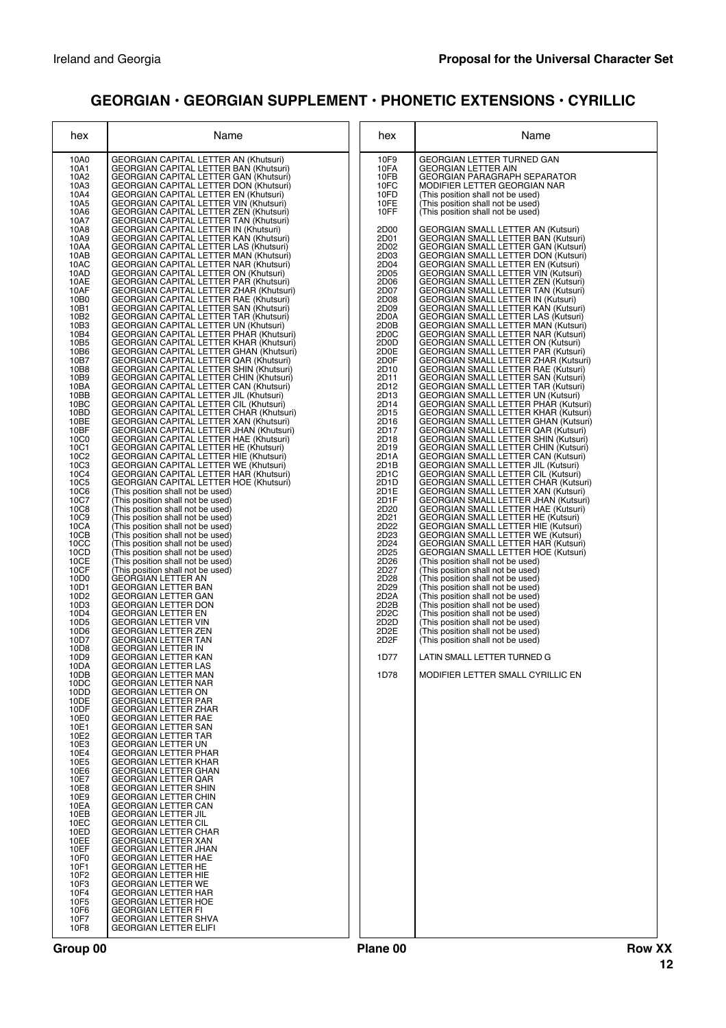## GEORGIAN · GEORGIAN SUPPLEMENT · PHONETIC EXTENSIONS · CYRILLIC

| hex | Name |
|---|---|
| 10A0 | GEORGIAN CAPITAL LETTER AN (Khutsuri) |
| 10A1 | GEORGIAN CAPITAL LETTER BAN (Khutsuri) |
| 10A2 | GEORGIAN CAPITAL LETTER GAN (Khutsuri) |
| 10A3 | GEORGIAN CAPITAL LETTER DON (Khutsuri) |
| 10A4 | GEORGIAN CAPITAL LETTER EN (Khutsuri) |
| 10A5 | GEORGIAN CAPITAL LETTER VIN (Khutsuri) |
| 10A6 | GEORGIAN CAPITAL LETTER ZEN (Khutsuri) |
| 10A7 | GEORGIAN CAPITAL LETTER TAN (Khutsuri) |
| 10A8 | GEORGIAN CAPITAL LETTER IN (Khutsuri) |
| 10A9 | GEORGIAN CAPITAL LETTER KAN (Khutsuri) |
| 10AA | GEORGIAN CAPITAL LETTER LAS (Khutsuri) |
| 10AB | GEORGIAN CAPITAL LETTER MAN (Khutsuri) |
| 10AC | GEORGIAN CAPITAL LETTER NAR (Khutsuri) |
| 10AD | GEORGIAN CAPITAL LETTER ON (Khutsuri) |
| 10AE | GEORGIAN CAPITAL LETTER PAR (Khutsuri) |
| 10AF | GEORGIAN CAPITAL LETTER ZHAR (Khutsuri) |
| 10B0 | GEORGIAN CAPITAL LETTER RAE (Khutsuri) |
| 10B1 | GEORGIAN CAPITAL LETTER SAN (Khutsuri) |
| 10B2 | GEORGIAN CAPITAL LETTER TAR (Khutsuri) |
| 10B3 | GEORGIAN CAPITAL LETTER UN (Khutsuri) |
| 10B4 | GEORGIAN CAPITAL LETTER PHAR (Khutsuri) |
| 10B5 | GEORGIAN CAPITAL LETTER KHAR (Khutsuri) |
| 10B6 | GEORGIAN CAPITAL LETTER GHAN (Khutsuri) |
| 10B7 | GEORGIAN CAPITAL LETTER QAR (Khutsuri) |
| 10B8 | GEORGIAN CAPITAL LETTER SHIN (Khutsuri) |
| 10B9 | GEORGIAN CAPITAL LETTER CHIN (Khutsuri) |
| 10BA | GEORGIAN CAPITAL LETTER CAN (Khutsuri) |
| 10BB | GEORGIAN CAPITAL LETTER JIL (Khutsuri) |
| 10BC | GEORGIAN CAPITAL LETTER CIL (Khutsuri) |
| 10BD | GEORGIAN CAPITAL LETTER CHAR (Khutsuri) |
| 10BE | GEORGIAN CAPITAL LETTER XAN (Khutsuri) |
| 10BF | GEORGIAN CAPITAL LETTER JHAN (Khutsuri) |
| 10C0 | GEORGIAN CAPITAL LETTER HAE (Khutsuri) |
| 10C1 | GEORGIAN CAPITAL LETTER HE (Khutsuri) |
| 10C2 | GEORGIAN CAPITAL LETTER HIE (Khutsuri) |
| 10C3 | GEORGIAN CAPITAL LETTER WE (Khutsuri) |
| 10C4 | GEORGIAN CAPITAL LETTER HAR (Khutsuri) |
| 10C5 | GEORGIAN CAPITAL LETTER HOE (Khutsuri) |
| 10C6 | (This position shall not be used) |
| 10C7 | (This position shall not be used) |
| 10C8 | (This position shall not be used) |
| 10C9 | (This position shall not be used) |
| 10CA | (This position shall not be used) |
| 10CB | (This position shall not be used) |
| 10CC | (This position shall not be used) |
| 10CD | (This position shall not be used) |
| 10CE | (This position shall not be used) |
| 10CF | (This position shall not be used) |
| 10D0 | GEORGIAN LETTER AN |
| 10D1 | GEORGIAN LETTER BAN |
| 10D2 | GEORGIAN LETTER GAN |
| 10D3 | GEORGIAN LETTER DON |
| 10D4 | GEORGIAN LETTER EN |
| 10D5 | GEORGIAN LETTER VIN |
| 10D6 | GEORGIAN LETTER ZEN |
| 10D7 | GEORGIAN LETTER TAN |
| 10D8 | GEORGIAN LETTER IN |
| 10D9 | GEORGIAN LETTER KAN |
| 10DA | GEORGIAN LETTER LAS |
| 10DB | GEORGIAN LETTER MAN |
| 10DC | GEORGIAN LETTER NAR |
| 10DD | GEORGIAN LETTER ON |
| 10DE | GEORGIAN LETTER PAR |
| 10DF | GEORGIAN LETTER ZHAR |
| 10E0 | GEORGIAN LETTER RAE |
| 10E1 | GEORGIAN LETTER SAN |
| 10E2 | GEORGIAN LETTER TAR |
| 10E3 | GEORGIAN LETTER UN |
| 10E4 | GEORGIAN LETTER PHAR |
| 10E5 | GEORGIAN LETTER KHAR |
| 10E6 | GEORGIAN LETTER GHAN |
| 10E7 | GEORGIAN LETTER QAR |
| 10E8 | GEORGIAN LETTER SHIN |
| 10E9 | GEORGIAN LETTER CHIN |
| 10EA | GEORGIAN LETTER CAN |
| 10EB | GEORGIAN LETTER JIL |
| 10EC | GEORGIAN LETTER CIL |
| 10ED | GEORGIAN LETTER CHAR |
| 10EE | GEORGIAN LETTER XAN |
| 10EF | GEORGIAN LETTER JHAN |
| 10F0 | GEORGIAN LETTER HAE |
| 10F1 | GEORGIAN LETTER HE |
| 10F2 | GEORGIAN LETTER HIE |
| 10F3 | GEORGIAN LETTER WE |
| 10F4 | GEORGIAN LETTER HAR |
| 10F5 | GEORGIAN LETTER HOE |
| 10F6 | GEORGIAN LETTER FI |
| 10F7 | GEORGIAN LETTER SHVA |
| 10F8 | GEORGIAN LETTER ELIFI |
| 10F9 | GEORGIAN LETTER TURNED GAN |
| 10FA | GEORGIAN LETTER AIN |
| 10FB | GEORGIAN PARAGRAPH SEPARATOR |
| 10FC | MODIFIER LETTER GEORGIAN NAR |
| 10FD | (This position shall not be used) |
| 10FE | (This position shall not be used) |
| 10FF | (This position shall not be used) |
| 2D00 | GEORGIAN SMALL LETTER AN (Kutsuri) |
| 2D01 | GEORGIAN SMALL LETTER BAN (Kutsuri) |
| 2D02 | GEORGIAN SMALL LETTER GAN (Kutsuri) |
| 2D03 | GEORGIAN SMALL LETTER DON (Kutsuri) |
| 2D04 | GEORGIAN SMALL LETTER EN (Kutsuri) |
| 2D05 | GEORGIAN SMALL LETTER VIN (Kutsuri) |
| 2D06 | GEORGIAN SMALL LETTER ZEN (Kutsuri) |
| 2D07 | GEORGIAN SMALL LETTER TAN (Kutsuri) |
| 2D08 | GEORGIAN SMALL LETTER IN (Kutsuri) |
| 2D09 | GEORGIAN SMALL LETTER KAN (Kutsuri) |
| 2D0A | GEORGIAN SMALL LETTER LAS (Kutsuri) |
| 2D0B | GEORGIAN SMALL LETTER MAN (Kutsuri) |
| 2D0C | GEORGIAN SMALL LETTER NAR (Kutsuri) |
| 2D0D | GEORGIAN SMALL LETTER ON (Kutsuri) |
| 2D0E | GEORGIAN SMALL LETTER PAR (Kutsuri) |
| 2D0F | GEORGIAN SMALL LETTER ZHAR (Kutsuri) |
| 2D10 | GEORGIAN SMALL LETTER RAE (Kutsuri) |
| 2D11 | GEORGIAN SMALL LETTER SAN (Kutsuri) |
| 2D12 | GEORGIAN SMALL LETTER TAR (Kutsuri) |
| 2D13 | GEORGIAN SMALL LETTER UN (Kutsuri) |
| 2D14 | GEORGIAN SMALL LETTER PHAR (Kutsuri) |
| 2D15 | GEORGIAN SMALL LETTER KHAR (Kutsuri) |
| 2D16 | GEORGIAN SMALL LETTER GHAN (Kutsuri) |
| 2D17 | GEORGIAN SMALL LETTER QAR (Kutsuri) |
| 2D18 | GEORGIAN SMALL LETTER SHIN (Kutsuri) |
| 2D19 | GEORGIAN SMALL LETTER CHIN (Kutsuri) |
| 2D1A | GEORGIAN SMALL LETTER CAN (Kutsuri) |
| 2D1B | GEORGIAN SMALL LETTER JIL (Kutsuri) |
| 2D1C | GEORGIAN SMALL LETTER CIL (Kutsuri) |
| 2D1D | GEORGIAN SMALL LETTER CHAR (Kutsuri) |
| 2D1E | GEORGIAN SMALL LETTER XAN (Kutsuri) |
| 2D1F | GEORGIAN SMALL LETTER JHAN (Kutsuri) |
| 2D20 | GEORGIAN SMALL LETTER HAE (Kutsuri) |
| 2D21 | GEORGIAN SMALL LETTER HE (Kutsuri) |
| 2D22 | GEORGIAN SMALL LETTER HIE (Kutsuri) |
| 2D23 | GEORGIAN SMALL LETTER WE (Kutsuri) |
| 2D24 | GEORGIAN SMALL LETTER HAR (Kutsuri) |
| 2D25 | GEORGIAN SMALL LETTER HOE (Kutsuri) |
| 2D26 | (This position shall not be used) |
| 2D27 | (This position shall not be used) |
| 2D28 | (This position shall not be used) |
| 2D29 | (This position shall not be used) |
| 2D2A | (This position shall not be used) |
| 2D2B | (This position shall not be used) |
| 2D2C | (This position shall not be used) |
| 2D2D | (This position shall not be used) |
| 2D2E | (This position shall not be used) |
| 2D2F | (This position shall not be used) |
| 1D77 | LATIN SMALL LETTER TURNED G |
| 1D78 | MODIFIER LETTER SMALL CYRILLIC EN |

Group 00 Plane 00 Row XX